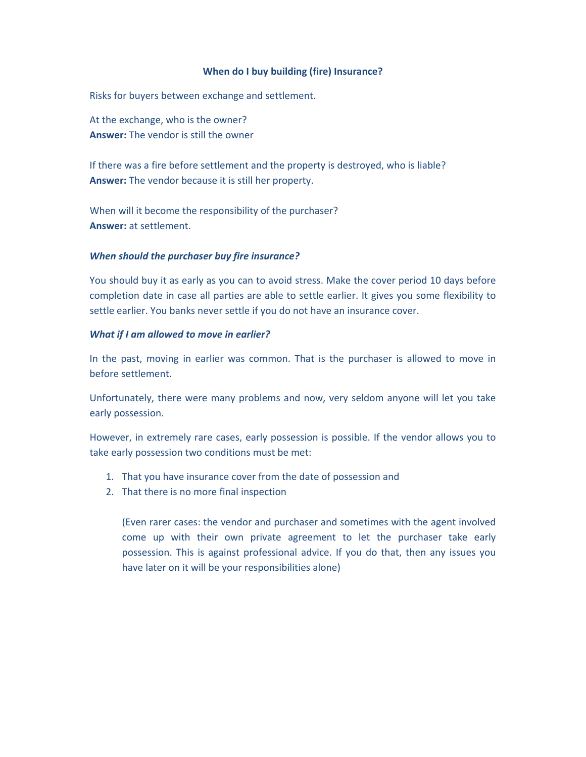## When do I buy building (fire) Insurance?

Risks for buyers between exchange and settlement.

At the exchange, who is the owner?
**Answer:** The vendor is still the owner

If there was a fire before settlement and the property is destroyed, who is liable?
**Answer:** The vendor because it is still her property.

When will it become the responsibility of the purchaser?
**Answer:** at settlement.

### *When should the purchaser buy fire insurance?*

You should buy it as early as you can to avoid stress. Make the cover period 10 days before completion date in case all parties are able to settle earlier. It gives you some flexibility to settle earlier. You banks never settle if you do not have an insurance cover.

### *What if I am allowed to move in earlier?*

In the past, moving in earlier was common. That is the purchaser is allowed to move in before settlement.

Unfortunately, there were many problems and now, very seldom anyone will let you take early possession.

However, in extremely rare cases, early possession is possible. If the vendor allows you to take early possession two conditions must be met:

1. That you have insurance cover from the date of possession and
2. That there is no more final inspection

   (Even rarer cases: the vendor and purchaser and sometimes with the agent involved come up with their own private agreement to let the purchaser take early possession. This is against professional advice. If you do that, then any issues you have later on it will be your responsibilities alone)